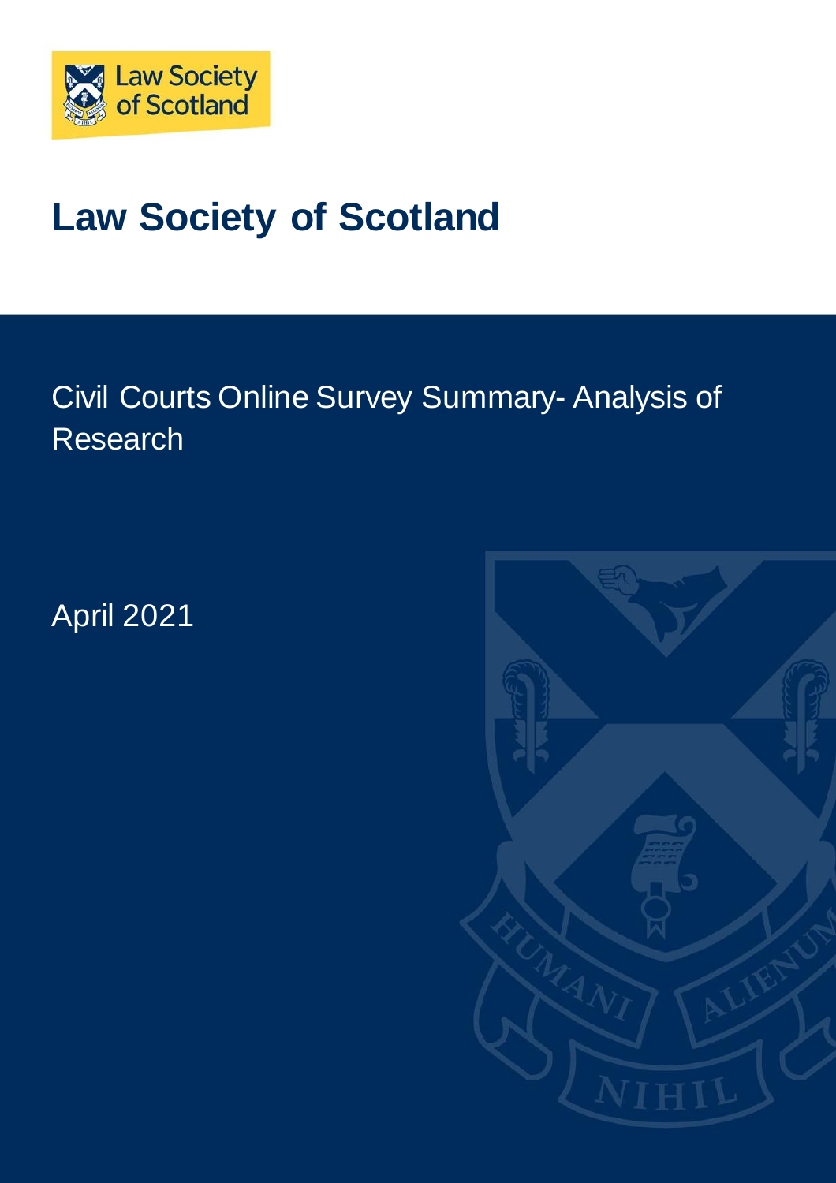# Law Society of Scotland

Civil Courts Online Survey Summary- Analysis of Research

April 2021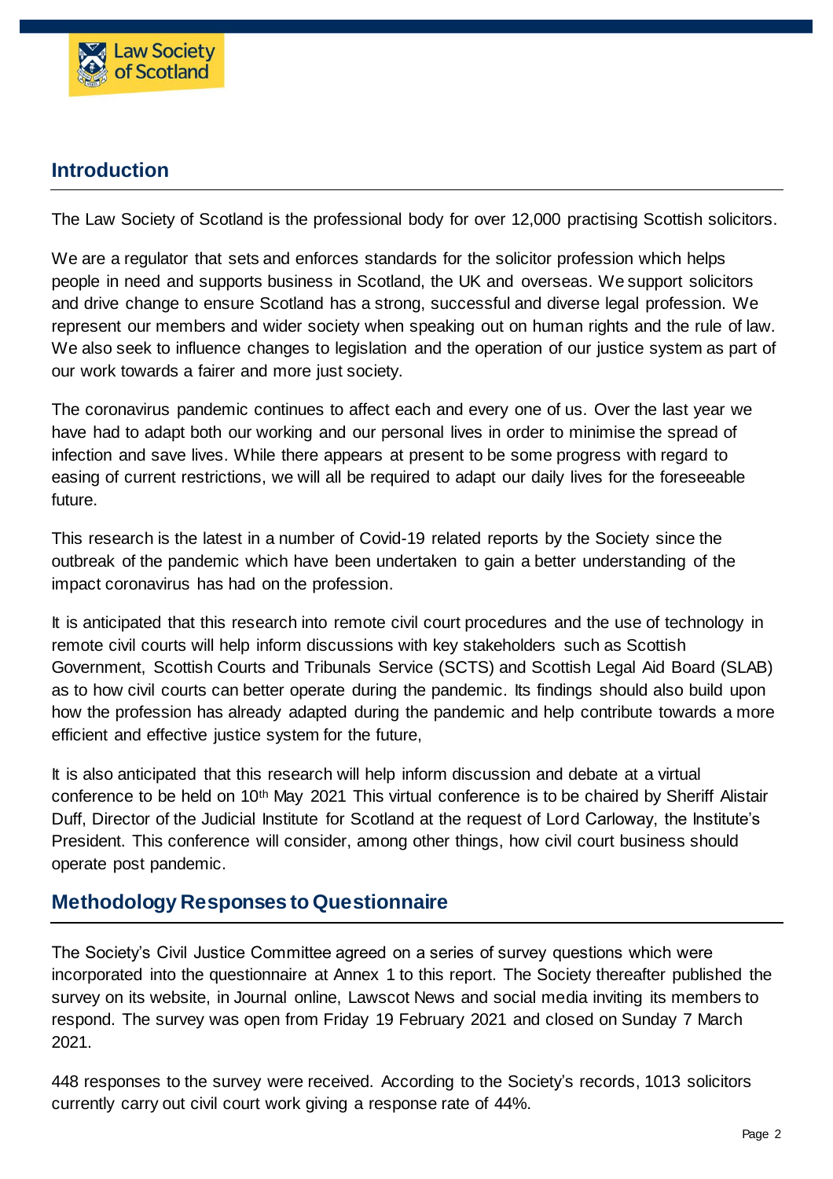## Introduction

The Law Society of Scotland is the professional body for over 12,000 practising Scottish solicitors.

We are a regulator that sets and enforces standards for the solicitor profession which helps people in need and supports business in Scotland, the UK and overseas. We support solicitors and drive change to ensure Scotland has a strong, successful and diverse legal profession. We represent our members and wider society when speaking out on human rights and the rule of law. We also seek to influence changes to legislation and the operation of our justice system as part of our work towards a fairer and more just society.

The coronavirus pandemic continues to affect each and every one of us. Over the last year we have had to adapt both our working and our personal lives in order to minimise the spread of infection and save lives. While there appears at present to be some progress with regard to easing of current restrictions, we will all be required to adapt our daily lives for the foreseeable future.

This research is the latest in a number of Covid-19 related reports by the Society since the outbreak of the pandemic which have been undertaken to gain a better understanding of the impact coronavirus has had on the profession.

It is anticipated that this research into remote civil court procedures and the use of technology in remote civil courts will help inform discussions with key stakeholders such as Scottish Government, Scottish Courts and Tribunals Service (SCTS) and Scottish Legal Aid Board (SLAB) as to how civil courts can better operate during the pandemic. Its findings should also build upon how the profession has already adapted during the pandemic and help contribute towards a more efficient and effective justice system for the future,

It is also anticipated that this research will help inform discussion and debate at a virtual conference to be held on 10th May 2021 This virtual conference is to be chaired by Sheriff Alistair Duff, Director of the Judicial Institute for Scotland at the request of Lord Carloway, the Institute's President. This conference will consider, among other things, how civil court business should operate post pandemic.

## Methodology Responses to Questionnaire

The Society's Civil Justice Committee agreed on a series of survey questions which were incorporated into the questionnaire at Annex 1 to this report. The Society thereafter published the survey on its website, in Journal online, Lawscot News and social media inviting its members to respond. The survey was open from Friday 19 February 2021 and closed on Sunday 7 March 2021.

448 responses to the survey were received. According to the Society's records, 1013 solicitors currently carry out civil court work giving a response rate of 44%.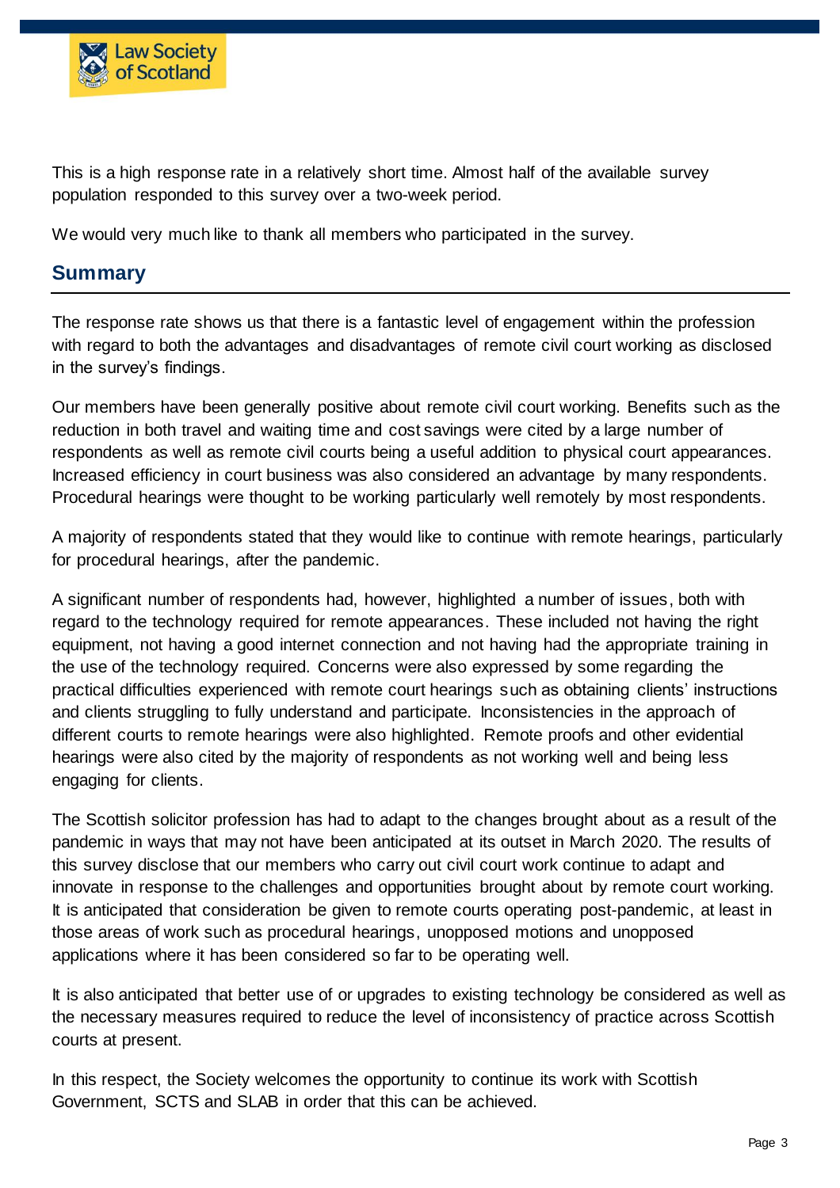This is a high response rate in a relatively short time. Almost half of the available survey population responded to this survey over a two-week period.

We would very much like to thank all members who participated in the survey.

## Summary

The response rate shows us that there is a fantastic level of engagement within the profession with regard to both the advantages and disadvantages of remote civil court working as disclosed in the survey's findings.

Our members have been generally positive about remote civil court working. Benefits such as the reduction in both travel and waiting time and cost savings were cited by a large number of respondents as well as remote civil courts being a useful addition to physical court appearances. Increased efficiency in court business was also considered an advantage by many respondents. Procedural hearings were thought to be working particularly well remotely by most respondents.

A majority of respondents stated that they would like to continue with remote hearings, particularly for procedural hearings, after the pandemic.

A significant number of respondents had, however, highlighted a number of issues, both with regard to the technology required for remote appearances. These included not having the right equipment, not having a good internet connection and not having had the appropriate training in the use of the technology required. Concerns were also expressed by some regarding the practical difficulties experienced with remote court hearings such as obtaining clients' instructions and clients struggling to fully understand and participate. Inconsistencies in the approach of different courts to remote hearings were also highlighted. Remote proofs and other evidential hearings were also cited by the majority of respondents as not working well and being less engaging for clients.

The Scottish solicitor profession has had to adapt to the changes brought about as a result of the pandemic in ways that may not have been anticipated at its outset in March 2020. The results of this survey disclose that our members who carry out civil court work continue to adapt and innovate in response to the challenges and opportunities brought about by remote court working. It is anticipated that consideration be given to remote courts operating post-pandemic, at least in those areas of work such as procedural hearings, unopposed motions and unopposed applications where it has been considered so far to be operating well.

It is also anticipated that better use of or upgrades to existing technology be considered as well as the necessary measures required to reduce the level of inconsistency of practice across Scottish courts at present.

In this respect, the Society welcomes the opportunity to continue its work with Scottish Government, SCTS and SLAB in order that this can be achieved.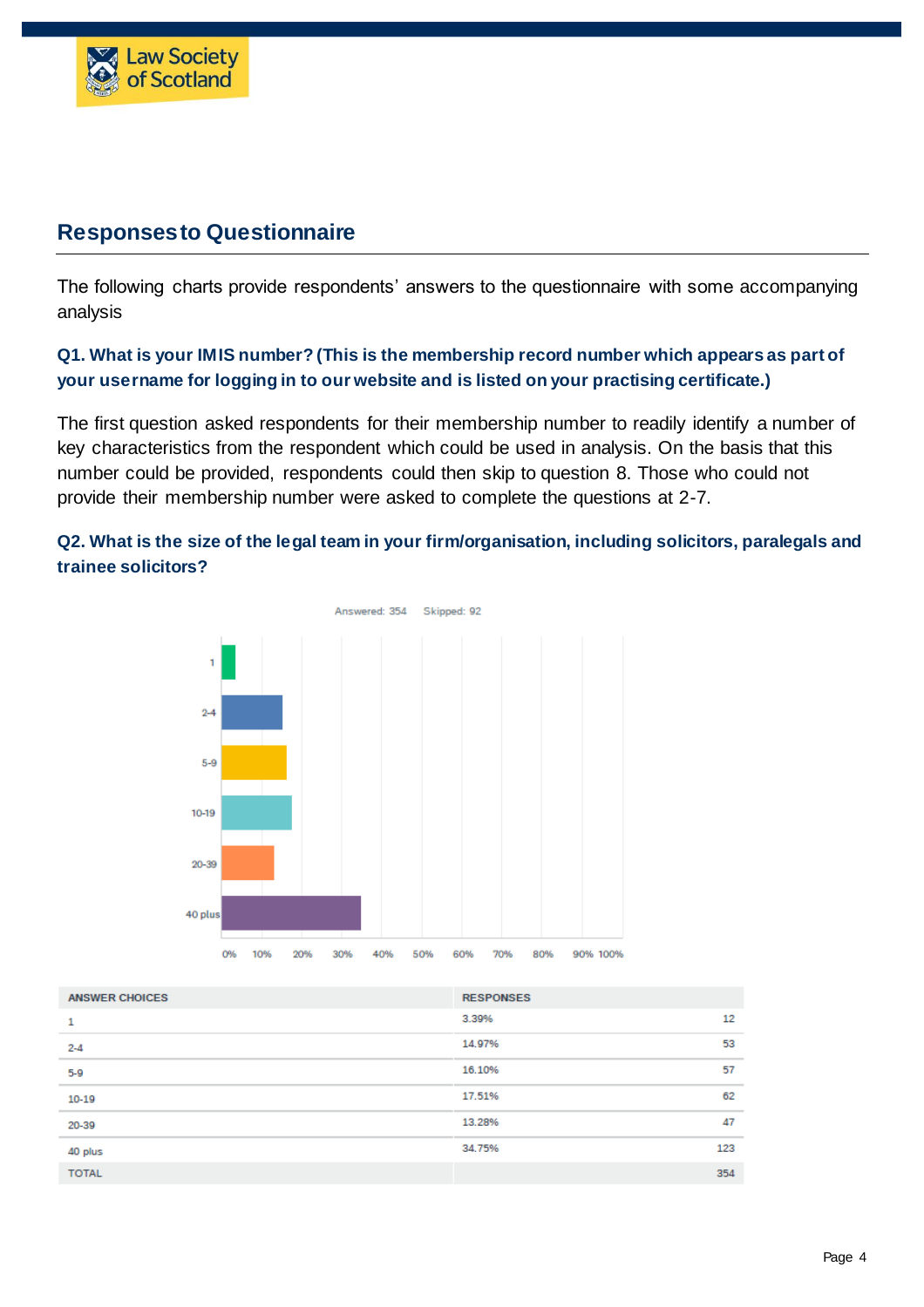## Responses to Questionnaire

The following charts provide respondents' answers to the questionnaire with some accompanying analysis

### Q1. What is your IMIS number? (This is the membership record number which appears as part of your username for logging in to our website and is listed on your practising certificate.)

The first question asked respondents for their membership number to readily identify a number of key characteristics from the respondent which could be used in analysis. On the basis that this number could be provided, respondents could then skip to question 8. Those who could not provide their membership number were asked to complete the questions at 2-7.

### Q2. What is the size of the legal team in your firm/organisation, including solicitors, paralegals and trainee solicitors?

Answered: 354 Skipped: 92

| ANSWER CHOICES | RESPONSES | |
|---|---|---|
| 1 | 3.39% | 12 |
| 2-4 | 14.97% | 53 |
| 5-9 | 16.10% | 57 |
| 10-19 | 17.51% | 62 |
| 20-39 | 13.28% | 47 |
| 40 plus | 34.75% | 123 |
| TOTAL | | 354 |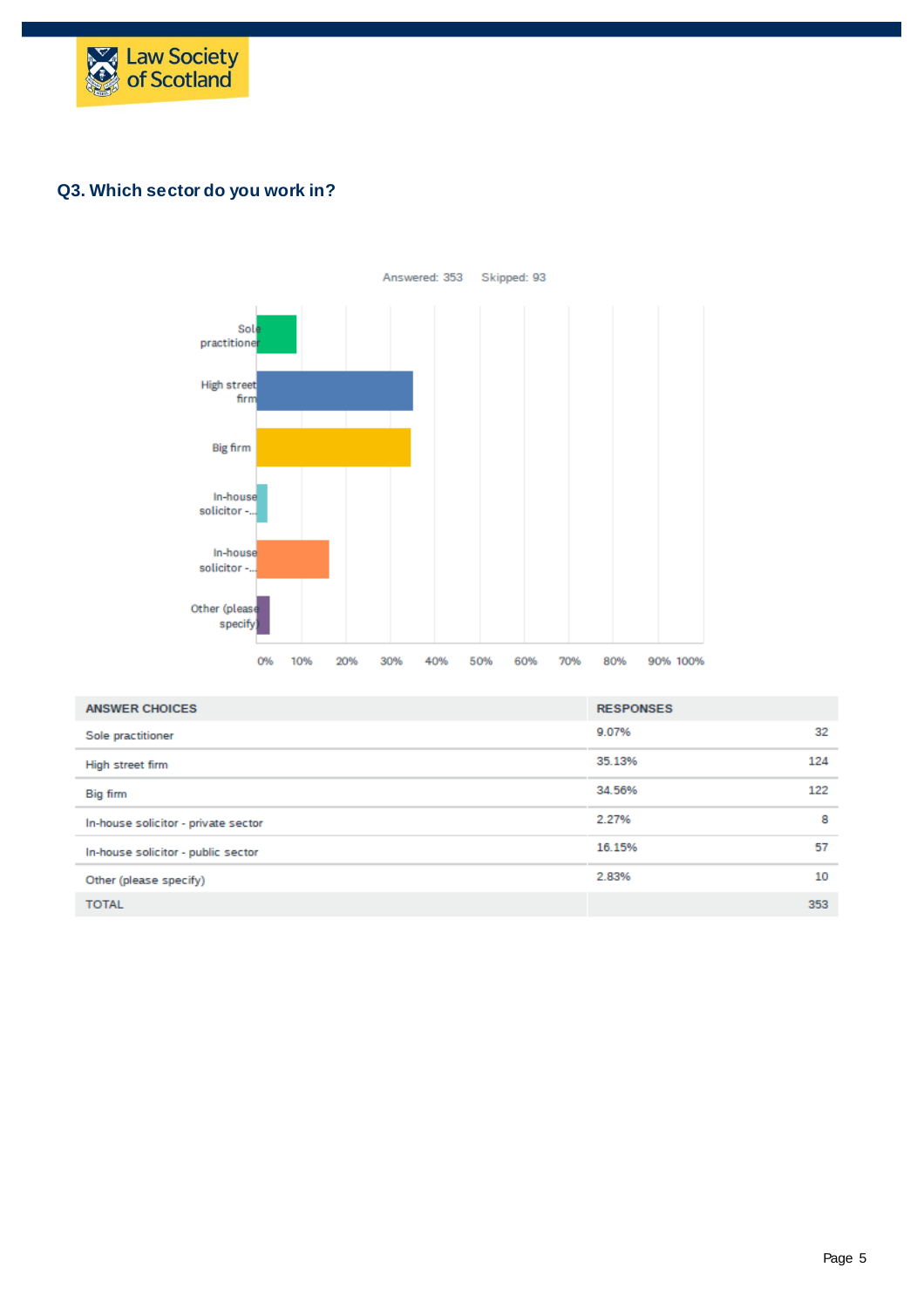## Q3. Which sector do you work in?

Answered: 353 Skipped: 93

| ANSWER CHOICES | RESPONSES | |
|---|---|---|
| Sole practitioner | 9.07% | 32 |
| High street firm | 35.13% | 124 |
| Big firm | 34.56% | 122 |
| In-house solicitor - private sector | 2.27% | 8 |
| In-house solicitor - public sector | 16.15% | 57 |
| Other (please specify) | 2.83% | 10 |
| TOTAL | | 353 |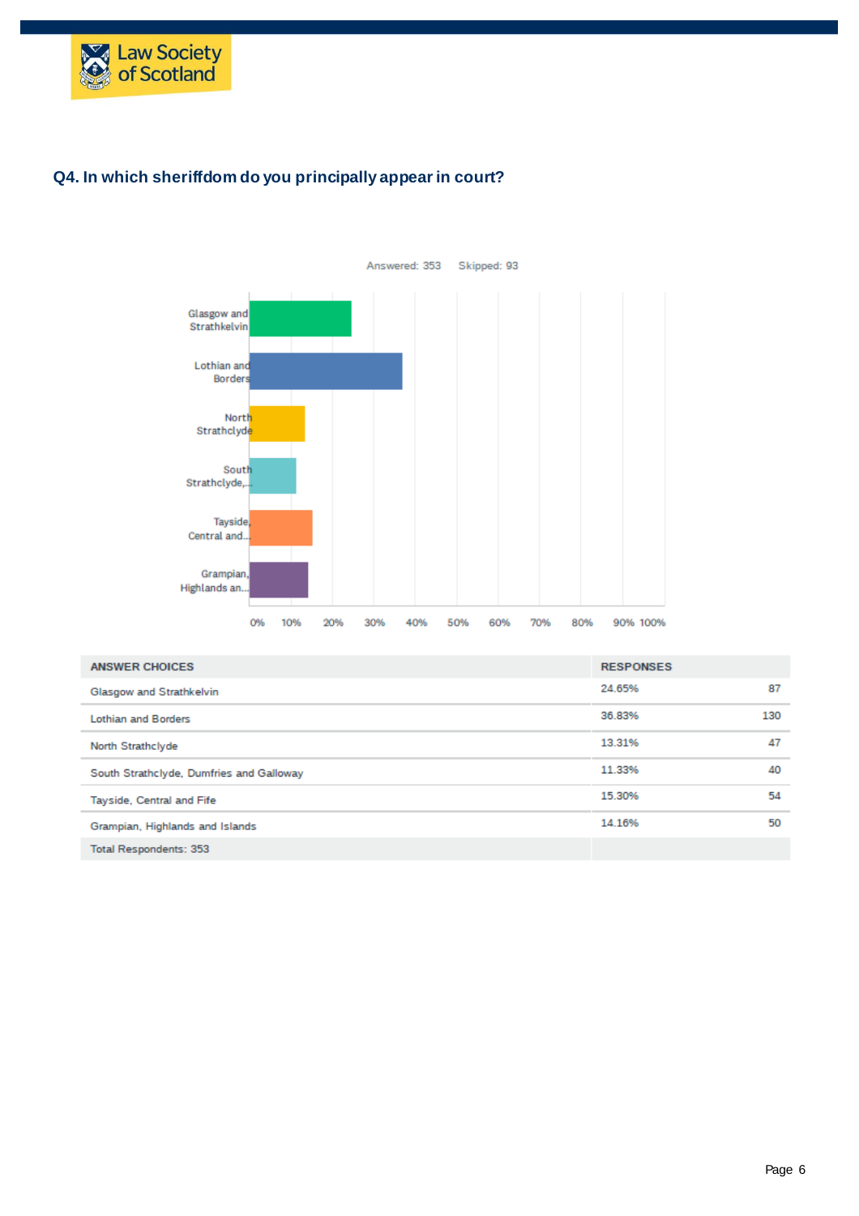## Q4. In which sheriffdom do you principally appear in court?

Answered: 353 Skipped: 93

| ANSWER CHOICES | RESPONSES | |
|---|---|---|
| Glasgow and Strathkelvin | 24.65% | 87 |
| Lothian and Borders | 36.83% | 130 |
| North Strathclyde | 13.31% | 47 |
| South Strathclyde, Dumfries and Galloway | 11.33% | 40 |
| Tayside, Central and Fife | 15.30% | 54 |
| Grampian, Highlands and Islands | 14.16% | 50 |
| Total Respondents: 353 | | |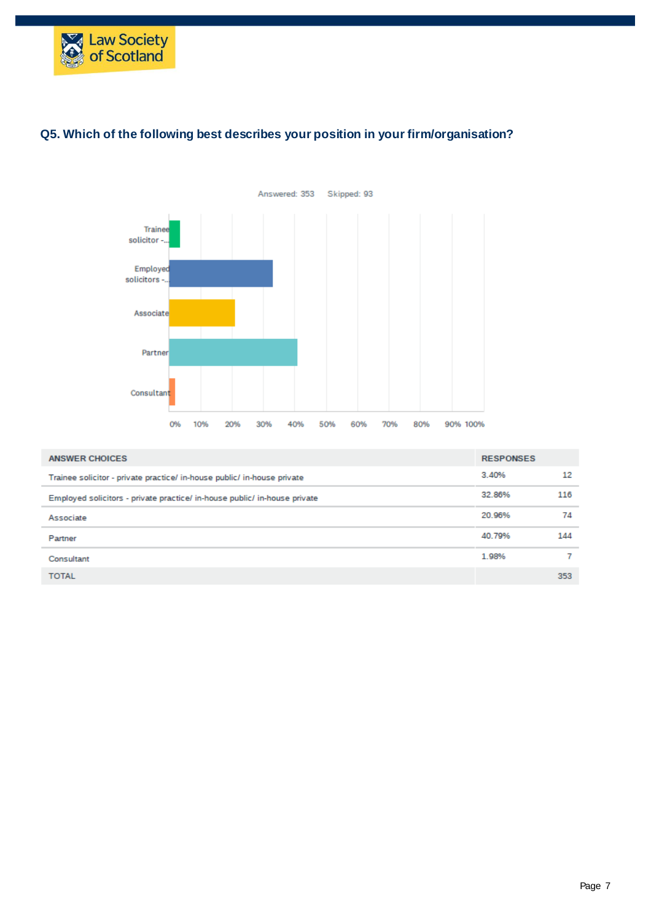## Q5. Which of the following best describes your position in your firm/organisation?

Answered: 353 Skipped: 93

| ANSWER CHOICES | RESPONSES | |
|---|---|---|
| Trainee solicitor - private practice/ in-house public/ in-house private | 3.40% | 12 |
| Employed solicitors - private practice/ in-house public/ in-house private | 32.86% | 116 |
| Associate | 20.96% | 74 |
| Partner | 40.79% | 144 |
| Consultant | 1.98% | 7 |
| TOTAL | | 353 |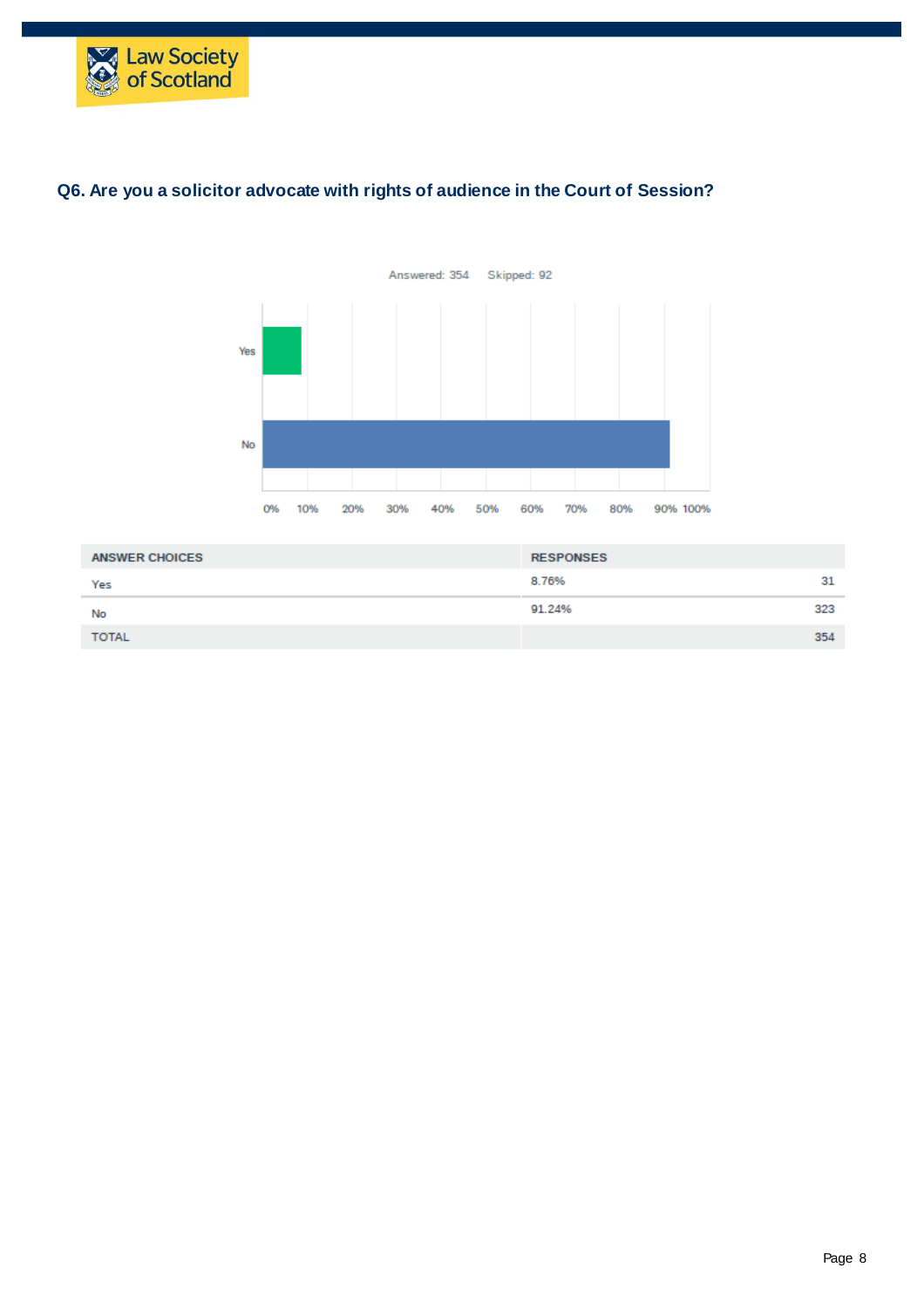## Q6. Are you a solicitor advocate with rights of audience in the Court of Session?

Answered: 354 Skipped: 92

| ANSWER CHOICES | RESPONSES | |
|---|---|---|
| Yes | 8.76% | 31 |
| No | 91.24% | 323 |
| TOTAL | | 354 |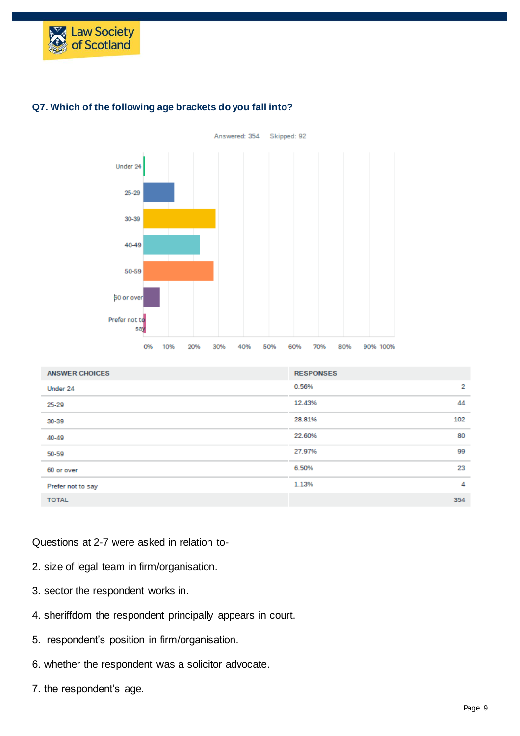### Q7. Which of the following age brackets do you fall into?

Answered: 354    Skipped: 92

| ANSWER CHOICES | RESPONSES | |
|---|---|---|
| Under 24 | 0.56% | 2 |
| 25-29 | 12.43% | 44 |
| 30-39 | 28.81% | 102 |
| 40-49 | 22.60% | 80 |
| 50-59 | 27.97% | 99 |
| 60 or over | 6.50% | 23 |
| Prefer not to say | 1.13% | 4 |
| TOTAL | | 354 |

Questions at 2-7 were asked in relation to-

2. size of legal team in firm/organisation.
3. sector the respondent works in.
4. sheriffdom the respondent principally appears in court.
5. respondent's position in firm/organisation.
6. whether the respondent was a solicitor advocate.
7. the respondent's age.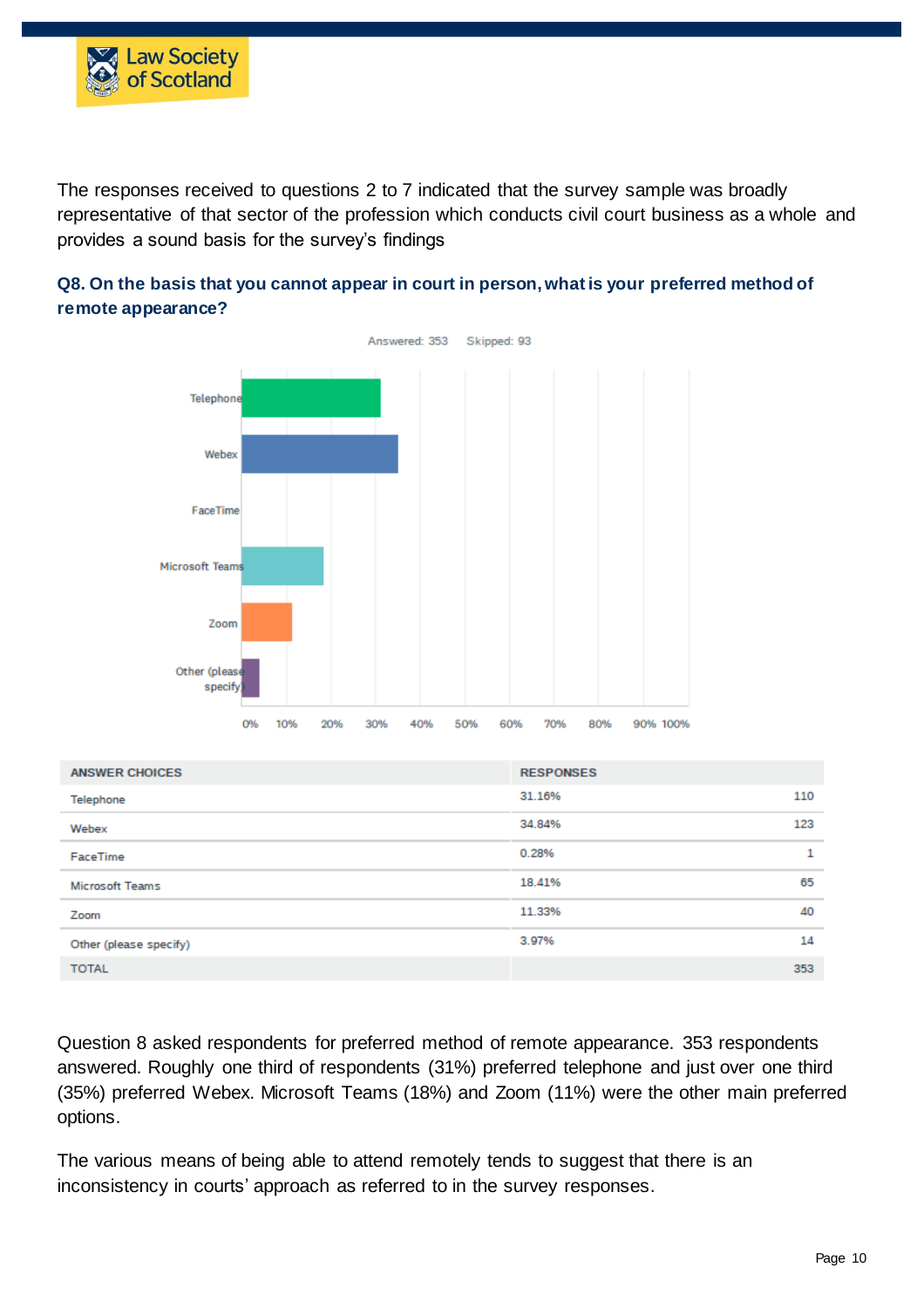The responses received to questions 2 to 7 indicated that the survey sample was broadly representative of that sector of the profession which conducts civil court business as a whole and provides a sound basis for the survey's findings

### Q8. On the basis that you cannot appear in court in person, what is your preferred method of remote appearance?

Answered: 353 Skipped: 93

| ANSWER CHOICES | RESPONSES | |
|---|---|---|
| Telephone | 31.16% | 110 |
| Webex | 34.84% | 123 |
| FaceTime | 0.28% | 1 |
| Microsoft Teams | 18.41% | 65 |
| Zoom | 11.33% | 40 |
| Other (please specify) | 3.97% | 14 |
| TOTAL | | 353 |

Question 8 asked respondents for preferred method of remote appearance. 353 respondents answered. Roughly one third of respondents (31%) preferred telephone and just over one third (35%) preferred Webex. Microsoft Teams (18%) and Zoom (11%) were the other main preferred options.

The various means of being able to attend remotely tends to suggest that there is an inconsistency in courts' approach as referred to in the survey responses.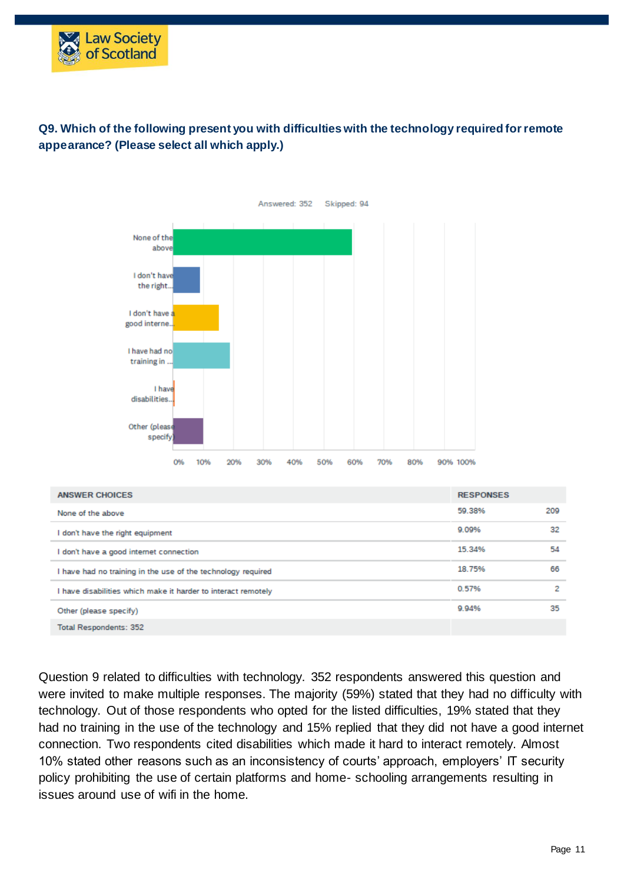**Q9. Which of the following present you with difficulties with the technology required for remote appearance? (Please select all which apply.)**

Answered: 352 Skipped: 94

| ANSWER CHOICES | RESPONSES | |
|---|---|---|
| None of the above | 59.38% | 209 |
| I don't have the right equipment | 9.09% | 32 |
| I don't have a good internet connection | 15.34% | 54 |
| I have had no training in the use of the technology required | 18.75% | 66 |
| I have disabilities which make it harder to interact remotely | 0.57% | 2 |
| Other (please specify) | 9.94% | 35 |
| Total Respondents: 352 | | |

Question 9 related to difficulties with technology. 352 respondents answered this question and were invited to make multiple responses. The majority (59%) stated that they had no difficulty with technology. Out of those respondents who opted for the listed difficulties, 19% stated that they had no training in the use of the technology and 15% replied that they did not have a good internet connection. Two respondents cited disabilities which made it hard to interact remotely. Almost 10% stated other reasons such as an inconsistency of courts' approach, employers' IT security policy prohibiting the use of certain platforms and home- schooling arrangements resulting in issues around use of wifi in the home.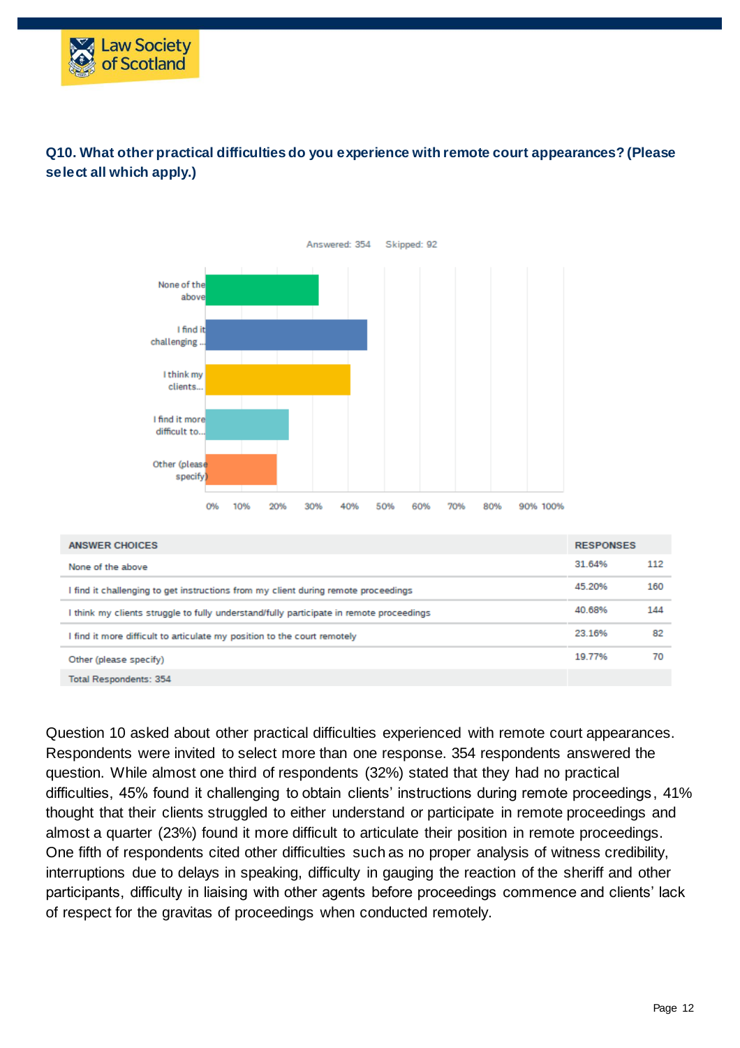**Q10. What other practical difficulties do you experience with remote court appearances? (Please select all which apply.)**

Answered: 354 Skipped: 92

| ANSWER CHOICES | RESPONSES | |
|---|---|---|
| None of the above | 31.64% | 112 |
| I find it challenging to get instructions from my client during remote proceedings | 45.20% | 160 |
| I think my clients struggle to fully understand/fully participate in remote proceedings | 40.68% | 144 |
| I find it more difficult to articulate my position to the court remotely | 23.16% | 82 |
| Other (please specify) | 19.77% | 70 |
| Total Respondents: 354 | | |

Question 10 asked about other practical difficulties experienced with remote court appearances. Respondents were invited to select more than one response. 354 respondents answered the question. While almost one third of respondents (32%) stated that they had no practical difficulties, 45% found it challenging to obtain clients' instructions during remote proceedings, 41% thought that their clients struggled to either understand or participate in remote proceedings and almost a quarter (23%) found it more difficult to articulate their position in remote proceedings. One fifth of respondents cited other difficulties such as no proper analysis of witness credibility, interruptions due to delays in speaking, difficulty in gauging the reaction of the sheriff and other participants, difficulty in liaising with other agents before proceedings commence and clients' lack of respect for the gravitas of proceedings when conducted remotely.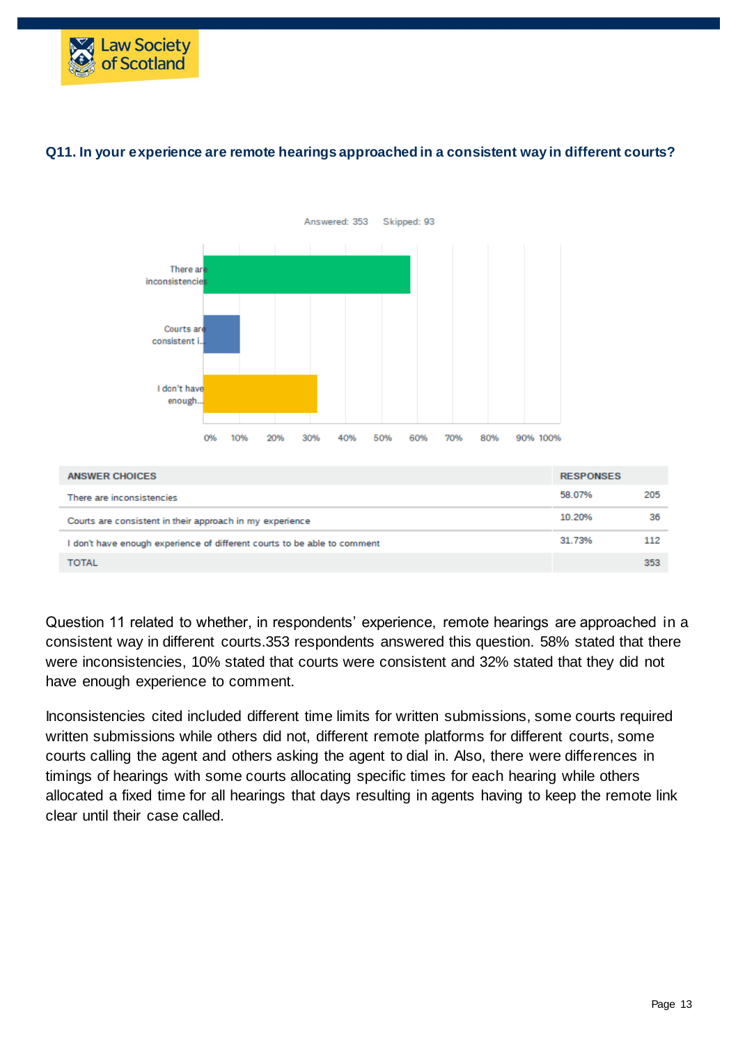**Q11. In your experience are remote hearings approached in a consistent way in different courts?**

Answered: 353    Skipped: 93

| ANSWER CHOICES | RESPONSES | |
|---|---|---|
| There are inconsistencies | 58.07% | 205 |
| Courts are consistent in their approach in my experience | 10.20% | 36 |
| I don't have enough experience of different courts to be able to comment | 31.73% | 112 |
| TOTAL | | 353 |

Question 11 related to whether, in respondents' experience, remote hearings are approached in a consistent way in different courts.353 respondents answered this question. 58% stated that there were inconsistencies, 10% stated that courts were consistent and 32% stated that they did not have enough experience to comment.

Inconsistencies cited included different time limits for written submissions, some courts required written submissions while others did not, different remote platforms for different courts, some courts calling the agent and others asking the agent to dial in. Also, there were differences in timings of hearings with some courts allocating specific times for each hearing while others allocated a fixed time for all hearings that days resulting in agents having to keep the remote link clear until their case called.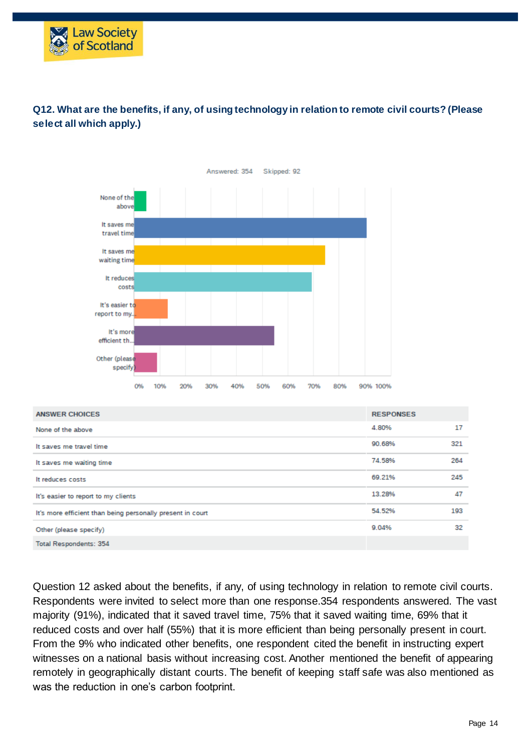**Q12. What are the benefits, if any, of using technology in relation to remote civil courts? (Please select all which apply.)**

Answered: 354  Skipped: 92

| ANSWER CHOICES | RESPONSES | |
|---|---|---|
| None of the above | 4.80% | 17 |
| It saves me travel time | 90.68% | 321 |
| It saves me waiting time | 74.58% | 264 |
| It reduces costs | 69.21% | 245 |
| It's easier to report to my clients | 13.28% | 47 |
| It's more efficient than being personally present in court | 54.52% | 193 |
| Other (please specify) | 9.04% | 32 |
| Total Respondents: 354 | | |

Question 12 asked about the benefits, if any, of using technology in relation to remote civil courts. Respondents were invited to select more than one response.354 respondents answered. The vast majority (91%), indicated that it saved travel time, 75% that it saved waiting time, 69% that it reduced costs and over half (55%) that it is more efficient than being personally present in court. From the 9% who indicated other benefits, one respondent cited the benefit in instructing expert witnesses on a national basis without increasing cost. Another mentioned the benefit of appearing remotely in geographically distant courts. The benefit of keeping staff safe was also mentioned as was the reduction in one's carbon footprint.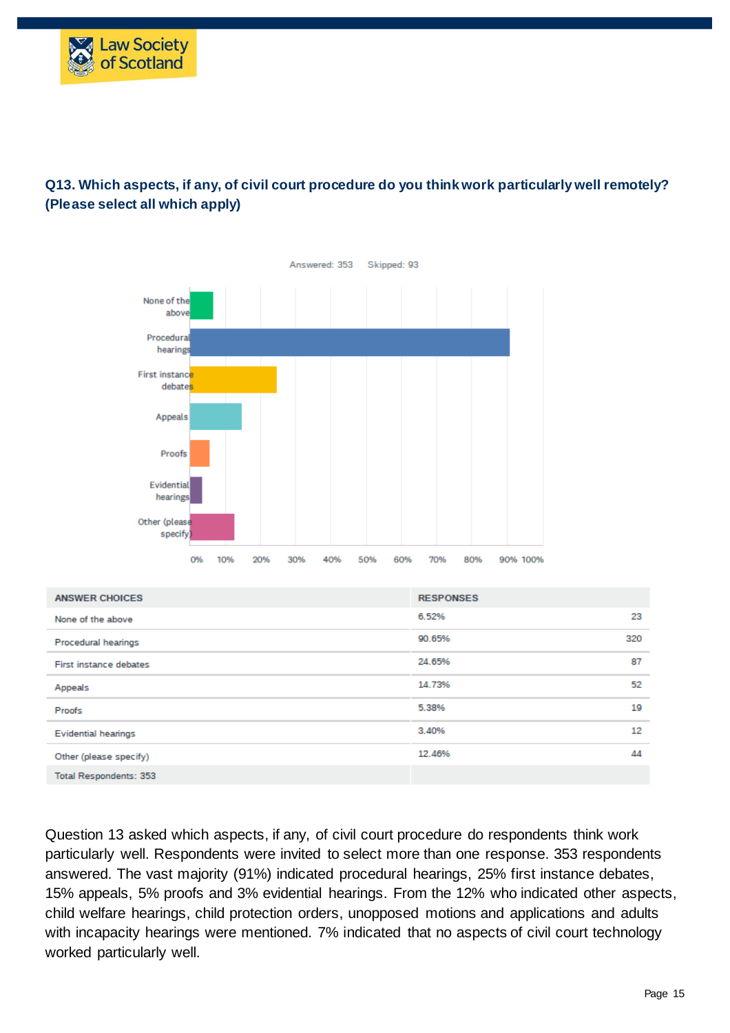**Q13. Which aspects, if any, of civil court procedure do you think work particularly well remotely? (Please select all which apply)**

Answered: 353 Skipped: 93

| ANSWER CHOICES | RESPONSES | |
|---|---|---|
| None of the above | 6.52% | 23 |
| Procedural hearings | 90.65% | 320 |
| First instance debates | 24.65% | 87 |
| Appeals | 14.73% | 52 |
| Proofs | 5.38% | 19 |
| Evidential hearings | 3.40% | 12 |
| Other (please specify) | 12.46% | 44 |
| Total Respondents: 353 | | |

Question 13 asked which aspects, if any, of civil court procedure do respondents think work particularly well. Respondents were invited to select more than one response. 353 respondents answered. The vast majority (91%) indicated procedural hearings, 25% first instance debates, 15% appeals, 5% proofs and 3% evidential hearings. From the 12% who indicated other aspects, child welfare hearings, child protection orders, unopposed motions and applications and adults with incapacity hearings were mentioned. 7% indicated that no aspects of civil court technology worked particularly well.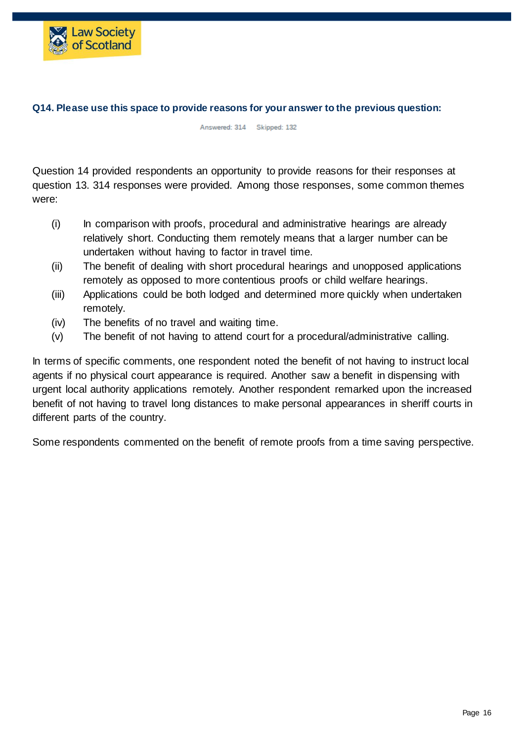**Q14. Please use this space to provide reasons for your answer to the previous question:**

Answered: 314 Skipped: 132

Question 14 provided respondents an opportunity to provide reasons for their responses at question 13. 314 responses were provided. Among those responses, some common themes were:

(i) In comparison with proofs, procedural and administrative hearings are already relatively short. Conducting them remotely means that a larger number can be undertaken without having to factor in travel time.

(ii) The benefit of dealing with short procedural hearings and unopposed applications remotely as opposed to more contentious proofs or child welfare hearings.

(iii) Applications could be both lodged and determined more quickly when undertaken remotely.

(iv) The benefits of no travel and waiting time.

(v) The benefit of not having to attend court for a procedural/administrative calling.

In terms of specific comments, one respondent noted the benefit of not having to instruct local agents if no physical court appearance is required. Another saw a benefit in dispensing with urgent local authority applications remotely. Another respondent remarked upon the increased benefit of not having to travel long distances to make personal appearances in sheriff courts in different parts of the country.

Some respondents commented on the benefit of remote proofs from a time saving perspective.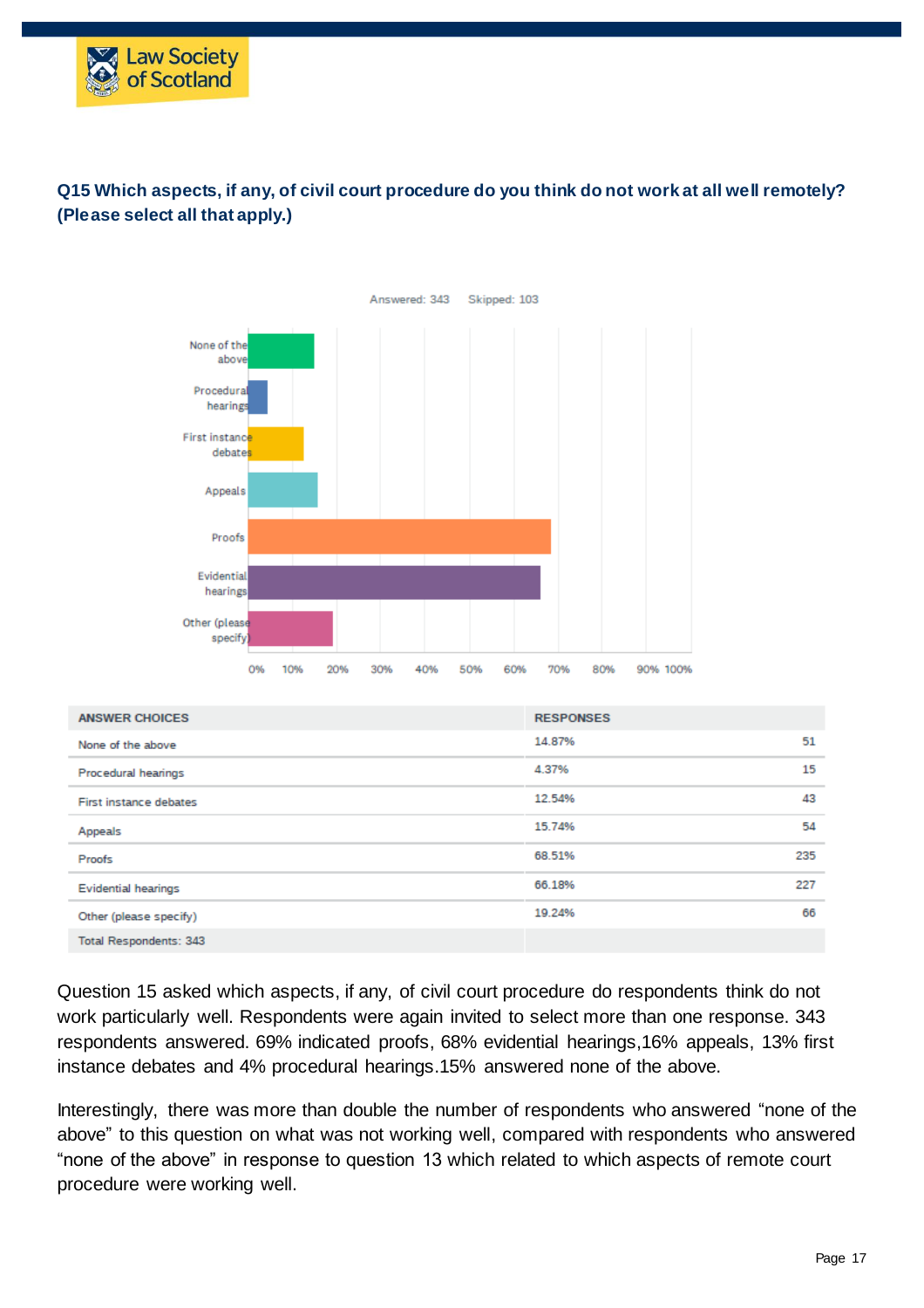**Q15 Which aspects, if any, of civil court procedure do you think do not work at all well remotely? (Please select all that apply.)**

Answered: 343    Skipped: 103

| ANSWER CHOICES | RESPONSES | |
|---|---|---|
| None of the above | 14.87% | 51 |
| Procedural hearings | 4.37% | 15 |
| First instance debates | 12.54% | 43 |
| Appeals | 15.74% | 54 |
| Proofs | 68.51% | 235 |
| Evidential hearings | 66.18% | 227 |
| Other (please specify) | 19.24% | 66 |
| Total Respondents: 343 | | |

Question 15 asked which aspects, if any, of civil court procedure do respondents think do not work particularly well. Respondents were again invited to select more than one response. 343 respondents answered. 69% indicated proofs, 68% evidential hearings,16% appeals, 13% first instance debates and 4% procedural hearings.15% answered none of the above.

Interestingly, there was more than double the number of respondents who answered "none of the above" to this question on what was not working well, compared with respondents who answered "none of the above" in response to question 13 which related to which aspects of remote court procedure were working well.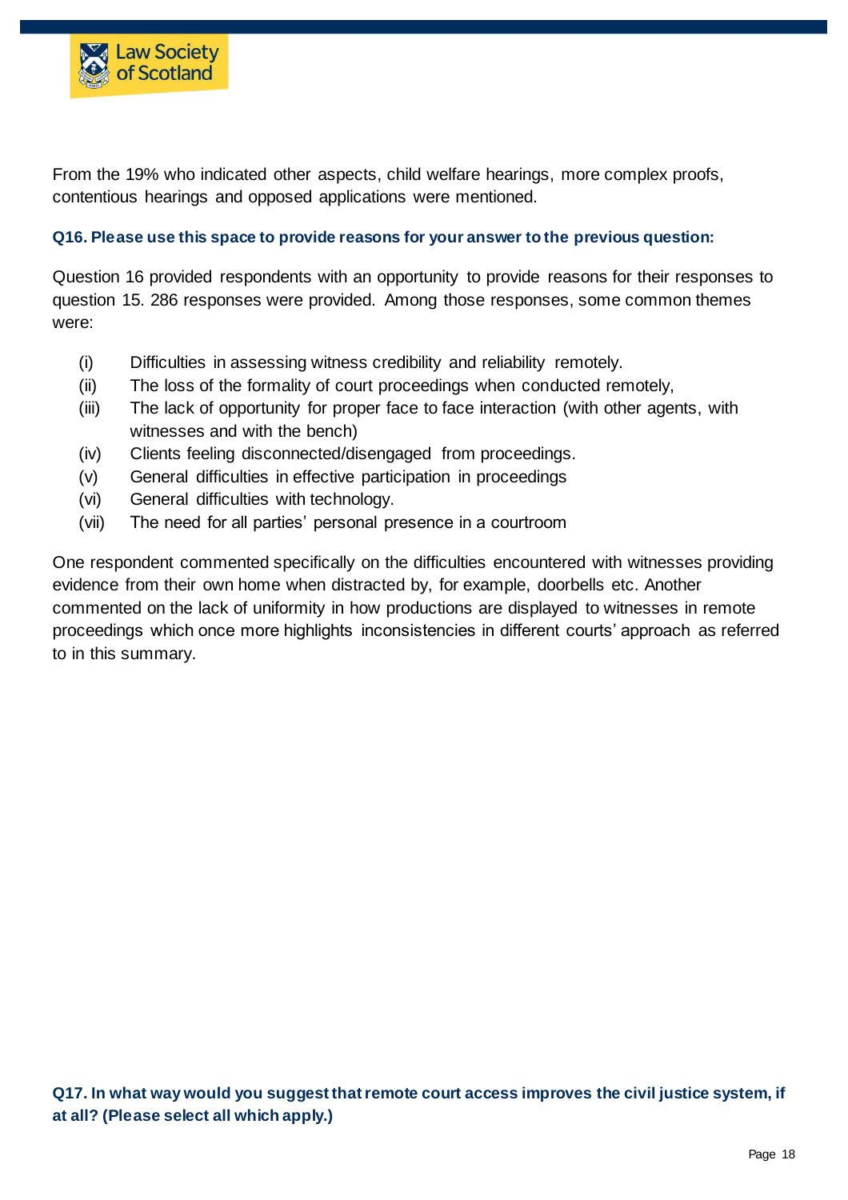From the 19% who indicated other aspects, child welfare hearings, more complex proofs, contentious hearings and opposed applications were mentioned.

**Q16. Please use this space to provide reasons for your answer to the previous question:**

Question 16 provided respondents with an opportunity to provide reasons for their responses to question 15. 286 responses were provided. Among those responses, some common themes were:

- (i) Difficulties in assessing witness credibility and reliability remotely.
- (ii) The loss of the formality of court proceedings when conducted remotely,
- (iii) The lack of opportunity for proper face to face interaction (with other agents, with witnesses and with the bench)
- (iv) Clients feeling disconnected/disengaged from proceedings.
- (v) General difficulties in effective participation in proceedings
- (vi) General difficulties with technology.
- (vii) The need for all parties' personal presence in a courtroom

One respondent commented specifically on the difficulties encountered with witnesses providing evidence from their own home when distracted by, for example, doorbells etc. Another commented on the lack of uniformity in how productions are displayed to witnesses in remote proceedings which once more highlights inconsistencies in different courts' approach as referred to in this summary.

**Q17. In what way would you suggest that remote court access improves the civil justice system, if at all? (Please select all which apply.)**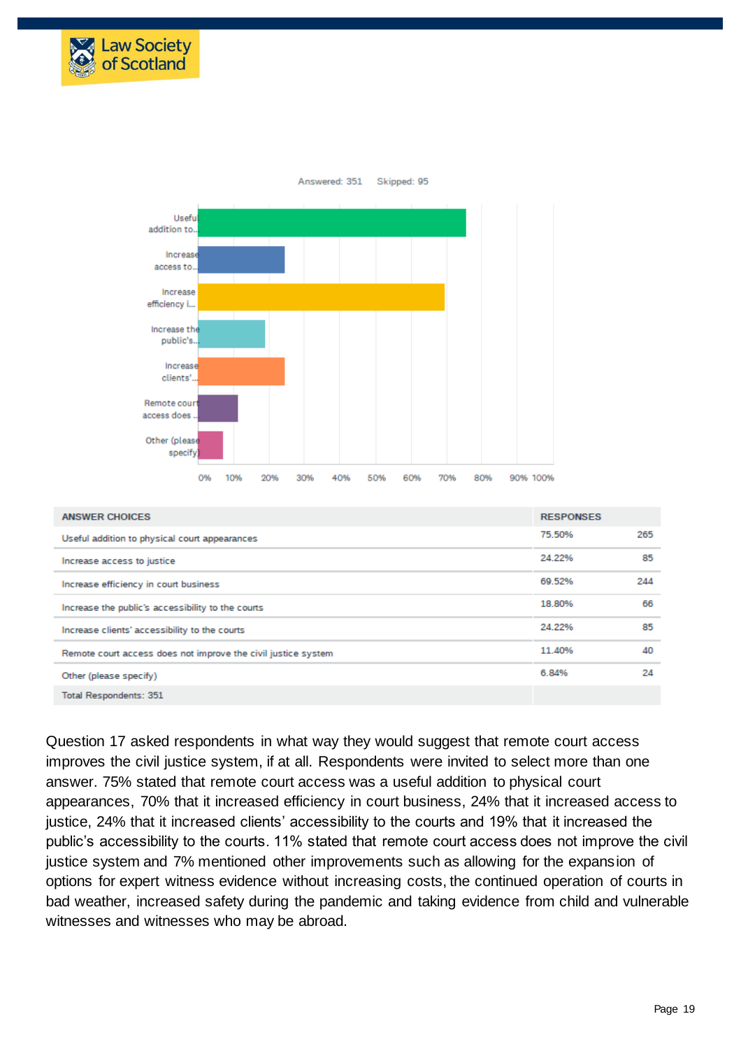Answered: 351 Skipped: 95

| ANSWER CHOICES | RESPONSES | |
|---|---|---|
| Useful addition to physical court appearances | 75.50% | 265 |
| Increase access to justice | 24.22% | 85 |
| Increase efficiency in court business | 69.52% | 244 |
| Increase the public's accessibility to the courts | 18.80% | 66 |
| Increase clients' accessibility to the courts | 24.22% | 85 |
| Remote court access does not improve the civil justice system | 11.40% | 40 |
| Other (please specify) | 6.84% | 24 |
| Total Respondents: 351 | | |

Question 17 asked respondents in what way they would suggest that remote court access improves the civil justice system, if at all. Respondents were invited to select more than one answer. 75% stated that remote court access was a useful addition to physical court appearances, 70% that it increased efficiency in court business, 24% that it increased access to justice, 24% that it increased clients' accessibility to the courts and 19% that it increased the public's accessibility to the courts. 11% stated that remote court access does not improve the civil justice system and 7% mentioned other improvements such as allowing for the expansion of options for expert witness evidence without increasing costs, the continued operation of courts in bad weather, increased safety during the pandemic and taking evidence from child and vulnerable witnesses and witnesses who may be abroad.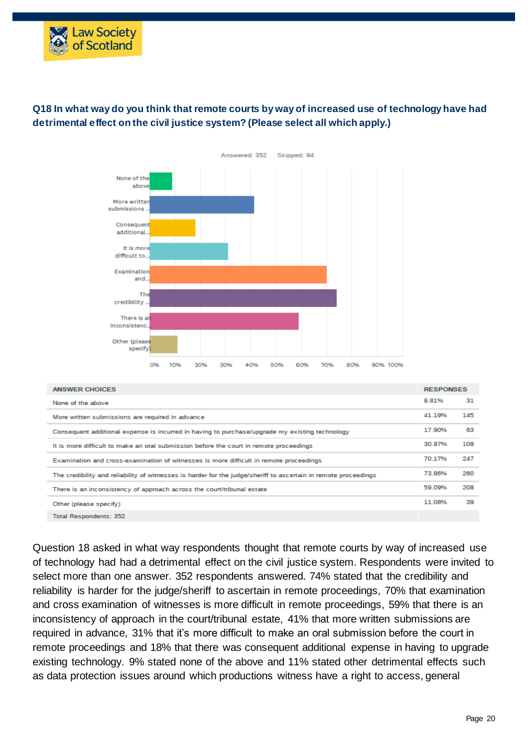**Q18 In what way do you think that remote courts by way of increased use of technology have had detrimental effect on the civil justice system? (Please select all which apply.)**

Answered: 352 Skipped: 94

| ANSWER CHOICES | RESPONSES | |
|---|---|---|
| None of the above | 8.81% | 31 |
| More written submissions are required in advance | 41.19% | 145 |
| Consequent additional expense is incurred in having to purchase/upgrade my existing technology | 17.90% | 63 |
| It is more difficult to make an oral submission before the court in remote proceedings | 30.97% | 109 |
| Examination and cross-examination of witnesses is more difficult in remote proceedings | 70.17% | 247 |
| The credibility and reliability of witnesses is harder for the judge/sheriff to ascertain in remote proceedings | 73.86% | 260 |
| There is an inconsistency of approach across the court/tribunal estate | 59.09% | 208 |
| Other (please specify) | 11.08% | 39 |
| Total Respondents: 352 | | |

Question 18 asked in what way respondents thought that remote courts by way of increased use of technology had had a detrimental effect on the civil justice system. Respondents were invited to select more than one answer. 352 respondents answered. 74% stated that the credibility and reliability is harder for the judge/sheriff to ascertain in remote proceedings, 70% that examination and cross examination of witnesses is more difficult in remote proceedings, 59% that there is an inconsistency of approach in the court/tribunal estate, 41% that more written submissions are required in advance, 31% that it's more difficult to make an oral submission before the court in remote proceedings and 18% that there was consequent additional expense in having to upgrade existing technology. 9% stated none of the above and 11% stated other detrimental effects such as data protection issues around which productions witness have a right to access, general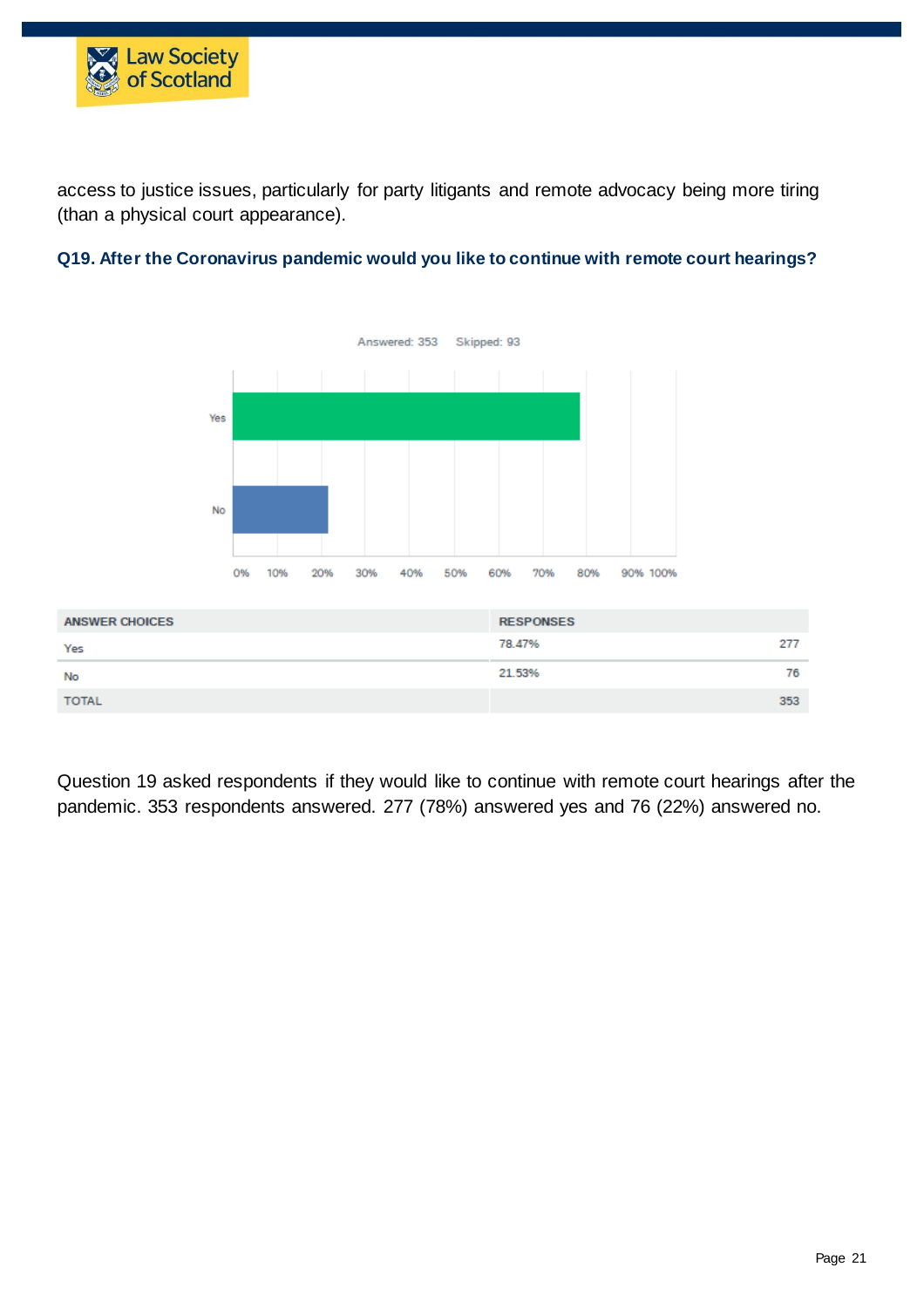access to justice issues, particularly for party litigants and remote advocacy being more tiring (than a physical court appearance).

### Q19. After the Coronavirus pandemic would you like to continue with remote court hearings?

Answered: 353 Skipped: 93

| ANSWER CHOICES | RESPONSES | |
|---|---|---|
| Yes | 78.47% | 277 |
| No | 21.53% | 76 |
| TOTAL | | 353 |

Question 19 asked respondents if they would like to continue with remote court hearings after the pandemic. 353 respondents answered. 277 (78%) answered yes and 76 (22%) answered no.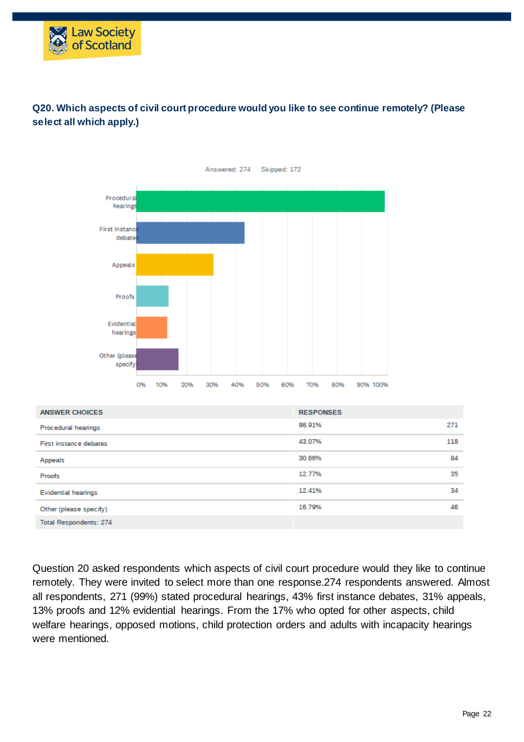**Q20. Which aspects of civil court procedure would you like to see continue remotely? (Please select all which apply.)**

Answered: 274 Skipped: 172

| ANSWER CHOICES | RESPONSES | |
|---|---|---|
| Procedural hearings | 98.91% | 271 |
| First instance debates | 43.07% | 118 |
| Appeals | 30.66% | 84 |
| Proofs | 12.77% | 35 |
| Evidential hearings | 12.41% | 34 |
| Other (please specify) | 16.79% | 46 |
| Total Respondents: 274 | | |

Question 20 asked respondents which aspects of civil court procedure would they like to continue remotely. They were invited to select more than one response.274 respondents answered. Almost all respondents, 271 (99%) stated procedural hearings, 43% first instance debates, 31% appeals, 13% proofs and 12% evidential hearings. From the 17% who opted for other aspects, child welfare hearings, opposed motions, child protection orders and adults with incapacity hearings were mentioned.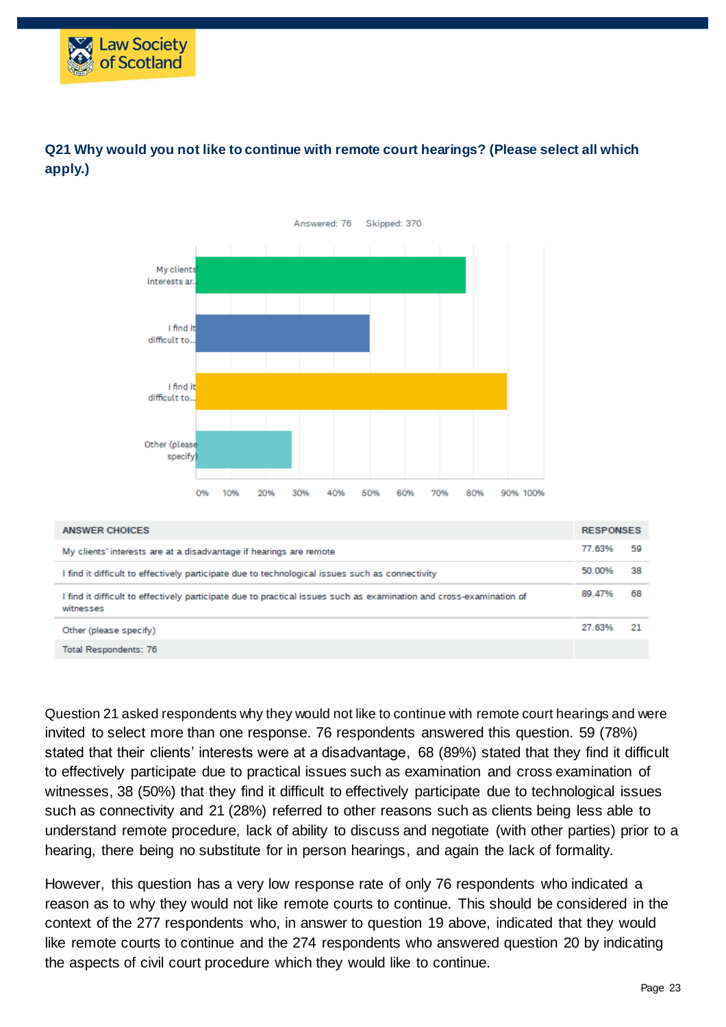### Q21 Why would you not like to continue with remote court hearings? (Please select all which apply.)

Answered: 76    Skipped: 370

| ANSWER CHOICES | RESPONSES | |
|---|---|---|
| My clients' interests are at a disadvantage if hearings are remote | 77.63% | 59 |
| I find it difficult to effectively participate due to technological issues such as connectivity | 50.00% | 38 |
| I find it difficult to effectively participate due to practical issues such as examination and cross-examination of witnesses | 89.47% | 68 |
| Other (please specify) | 27.63% | 21 |
| Total Respondents: 76 | | |

Question 21 asked respondents why they would not like to continue with remote court hearings and were invited to select more than one response. 76 respondents answered this question. 59 (78%) stated that their clients' interests were at a disadvantage, 68 (89%) stated that they find it difficult to effectively participate due to practical issues such as examination and cross examination of witnesses, 38 (50%) that they find it difficult to effectively participate due to technological issues such as connectivity and 21 (28%) referred to other reasons such as clients being less able to understand remote procedure, lack of ability to discuss and negotiate (with other parties) prior to a hearing, there being no substitute for in person hearings, and again the lack of formality.

However, this question has a very low response rate of only 76 respondents who indicated a reason as to why they would not like remote courts to continue. This should be considered in the context of the 277 respondents who, in answer to question 19 above, indicated that they would like remote courts to continue and the 274 respondents who answered question 20 by indicating the aspects of civil court procedure which they would like to continue.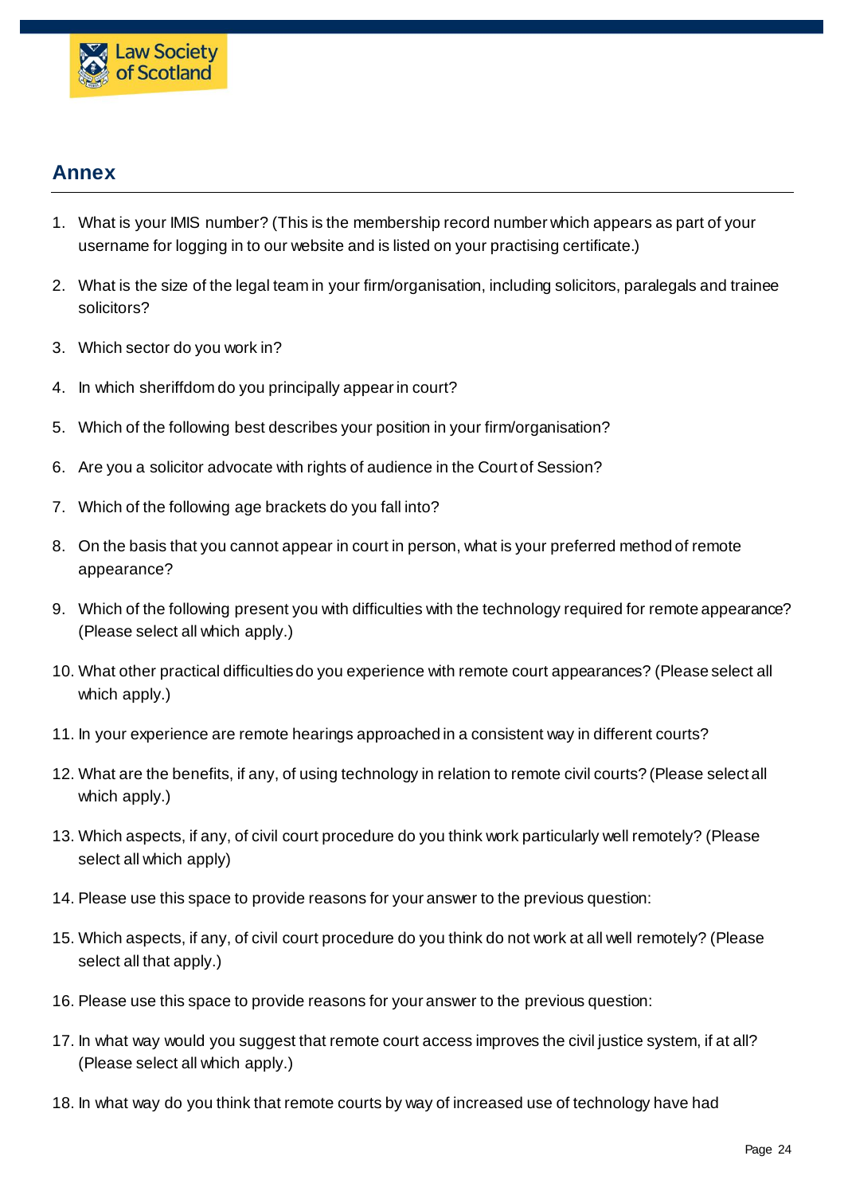## Annex

1. What is your IMIS number? (This is the membership record number which appears as part of your username for logging in to our website and is listed on your practising certificate.)

2. What is the size of the legal team in your firm/organisation, including solicitors, paralegals and trainee solicitors?

3. Which sector do you work in?

4. In which sheriffdom do you principally appear in court?

5. Which of the following best describes your position in your firm/organisation?

6. Are you a solicitor advocate with rights of audience in the Court of Session?

7. Which of the following age brackets do you fall into?

8. On the basis that you cannot appear in court in person, what is your preferred method of remote appearance?

9. Which of the following present you with difficulties with the technology required for remote appearance? (Please select all which apply.)

10. What other practical difficulties do you experience with remote court appearances? (Please select all which apply.)

11. In your experience are remote hearings approached in a consistent way in different courts?

12. What are the benefits, if any, of using technology in relation to remote civil courts? (Please select all which apply.)

13. Which aspects, if any, of civil court procedure do you think work particularly well remotely? (Please select all which apply)

14. Please use this space to provide reasons for your answer to the previous question:

15. Which aspects, if any, of civil court procedure do you think do not work at all well remotely? (Please select all that apply.)

16. Please use this space to provide reasons for your answer to the previous question:

17. In what way would you suggest that remote court access improves the civil justice system, if at all? (Please select all which apply.)

18. In what way do you think that remote courts by way of increased use of technology have had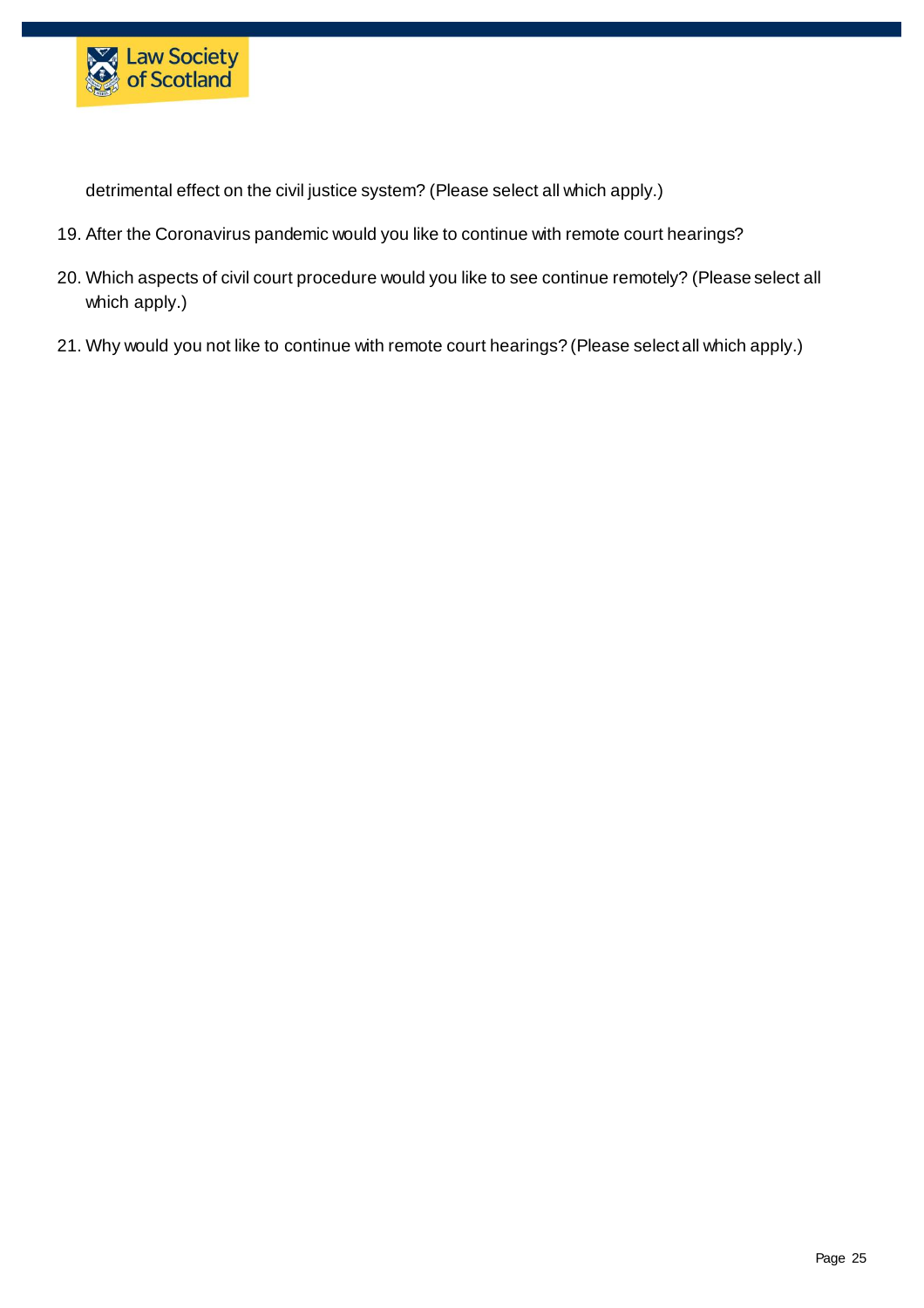detrimental effect on the civil justice system? (Please select all which apply.)

19. After the Coronavirus pandemic would you like to continue with remote court hearings?
20. Which aspects of civil court procedure would you like to see continue remotely? (Please select all which apply.)
21. Why would you not like to continue with remote court hearings? (Please select all which apply.)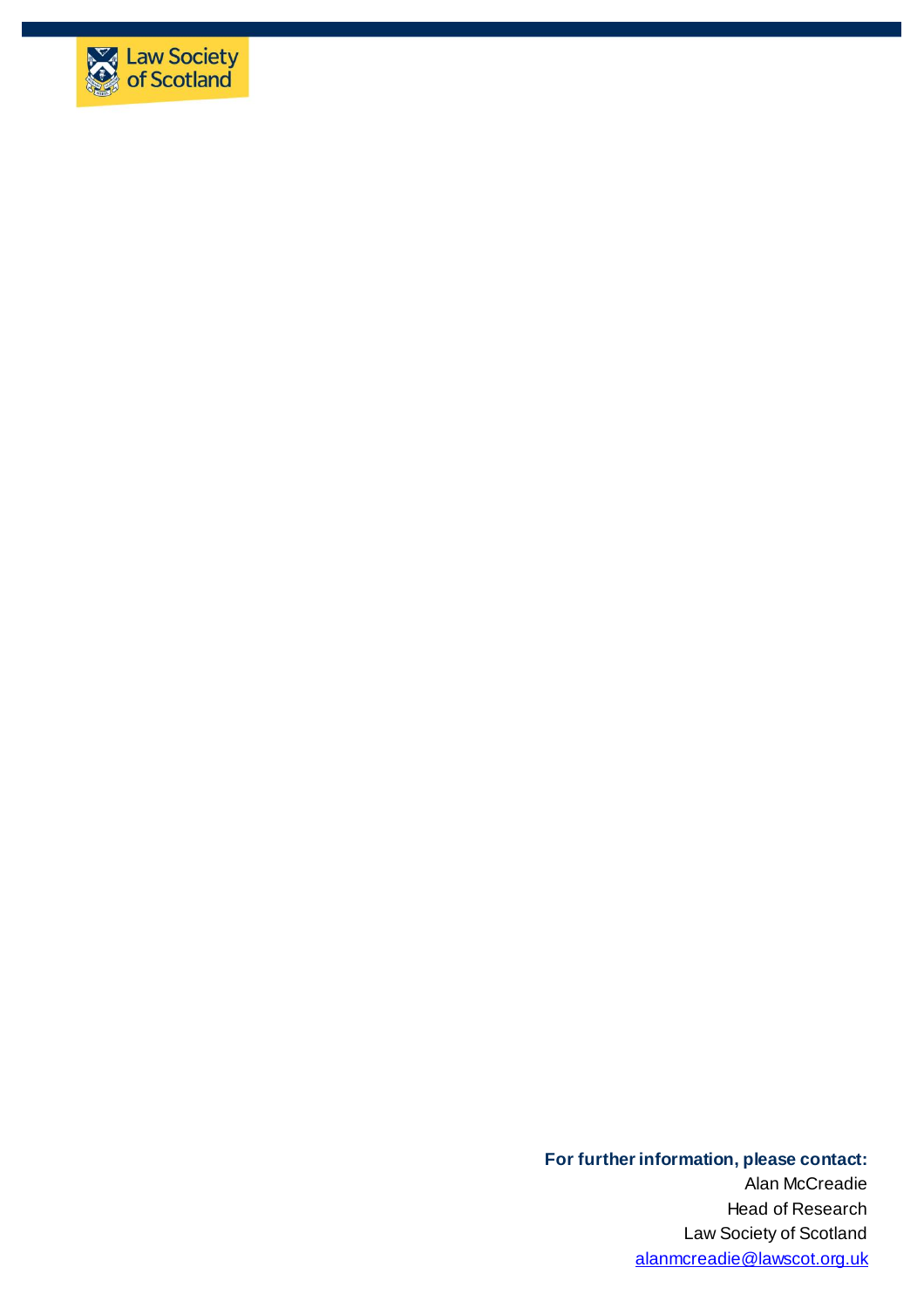**For further information, please contact:**

Alan McCreadie
Head of Research
Law Society of Scotland
alanmcreadie@lawscot.org.uk